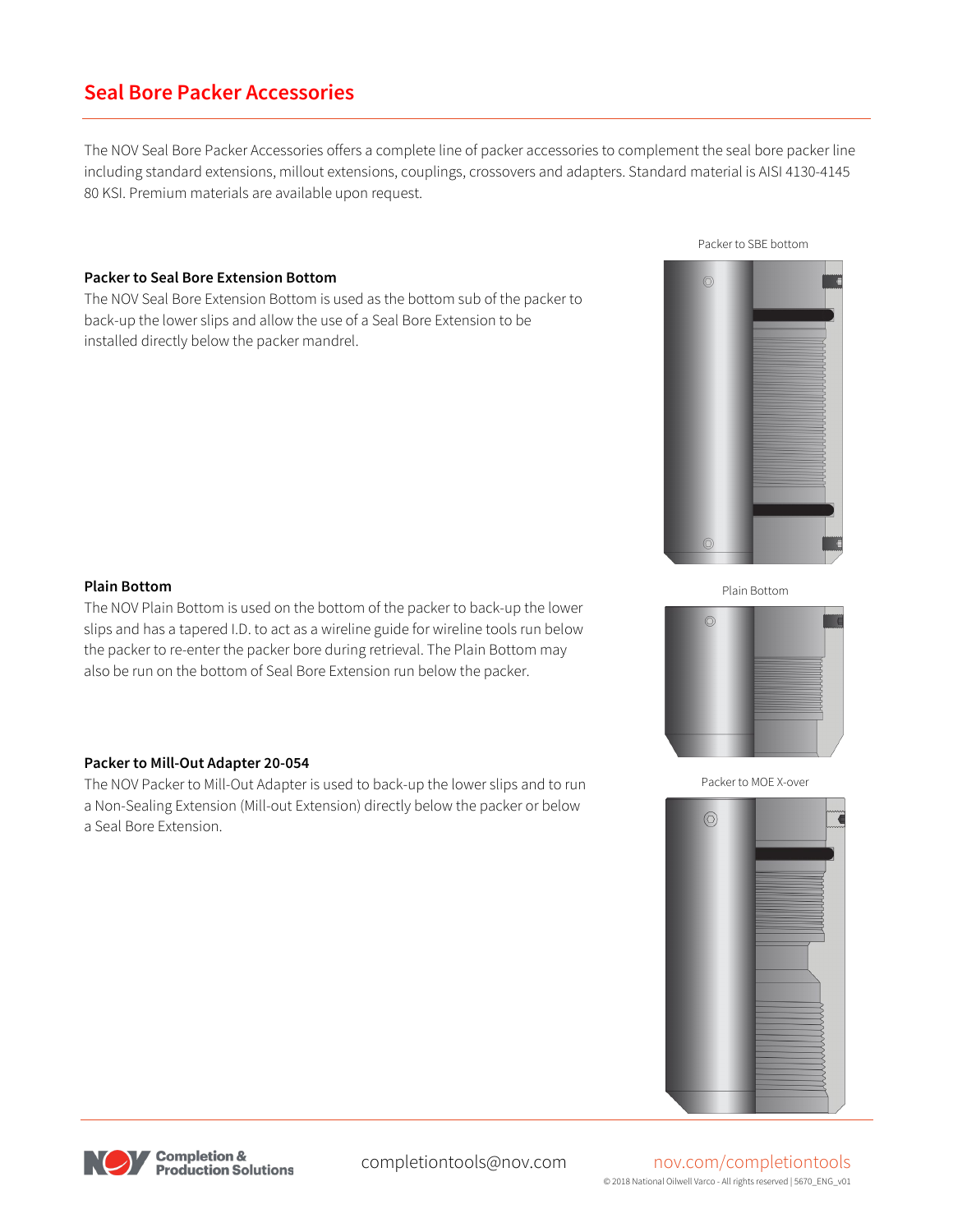## Seal Bore Packer Accessories

The NOV Seal Bore Packer Accessories offers a complete line of packer accessories to complement the seal bore packer line including standard extensions, millout extensions, couplings, crossovers and adapters. Standard material is AISI 4130-4145 80 KSI. Premium materials are available upon request.

### Packer to Seal Bore Extension Bottom

The NOV Seal Bore Extension Bottom is used as the bottom sub of the packer to back-up the lower slips and allow the use of a Seal Bore Extension to be installed directly below the packer mandrel.

Packer to SBE bottom

### Plain Bottom

The NOV Plain Bottom is used on the bottom of the packer to back-up the lower slips and has a tapered I.D. to act as a wireline guide for wireline tools run below the packer to re-enter the packer bore during retrieval. The Plain Bottom may also be run on the bottom of Seal Bore Extension run below the packer.

Plain Bottom

### Packer to Mill-Out Adapter 20-054

The NOV Packer to Mill-Out Adapter is used to back-up the lower slips and to run a Non-Sealing Extension (Mill-out Extension) directly below the packer or below a Seal Bore Extension.

Packer to MOE X-over

completiontools@nov.com

nov.com/completiontools

© 2018 National Oilwell Varco - All rights reserved | 5670_ENG_v01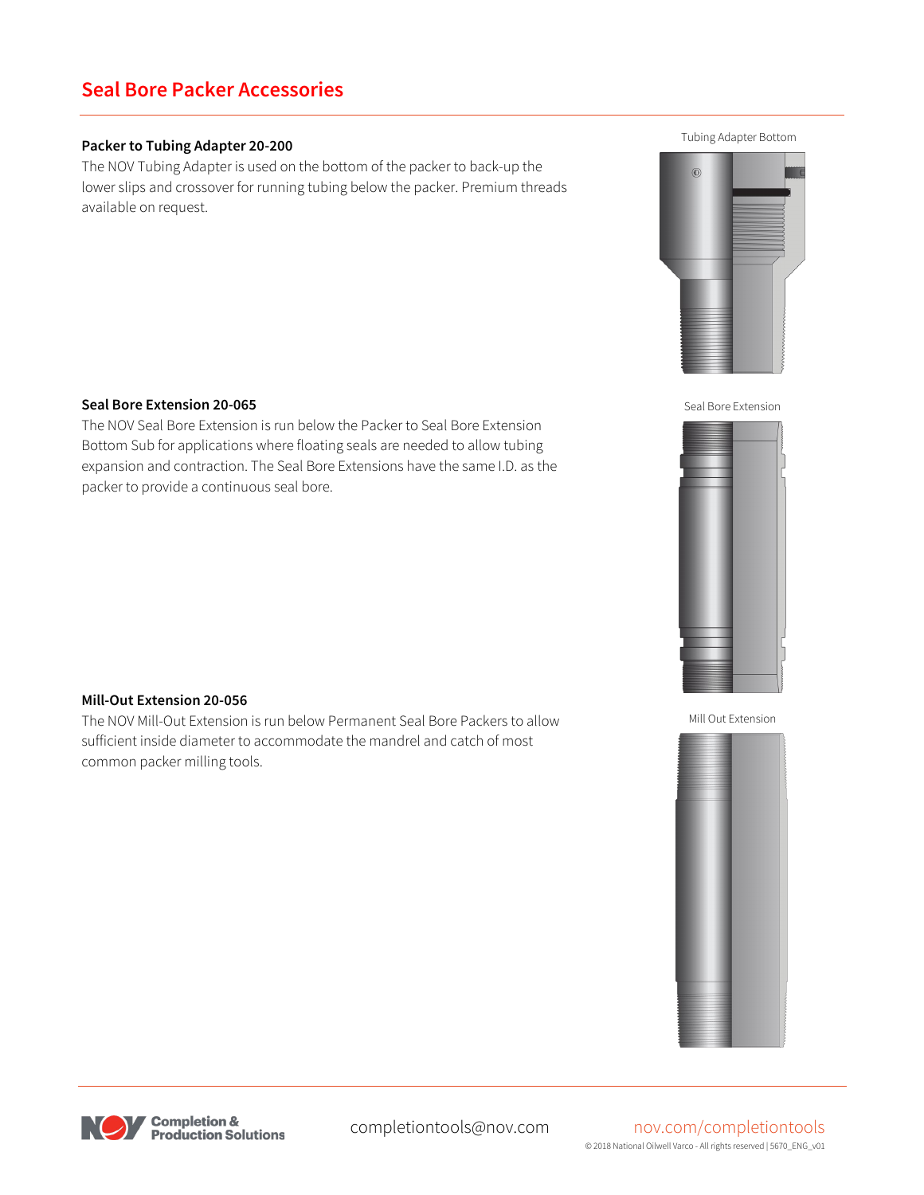## Seal Bore Packer Accessories

### Packer to Tubing Adapter 20-200

The NOV Tubing Adapter is used on the bottom of the packer to back-up the lower slips and crossover for running tubing below the packer. Premium threads available on request.

Tubing Adapter Bottom

### Seal Bore Extension 20-065

The NOV Seal Bore Extension is run below the Packer to Seal Bore Extension Bottom Sub for applications where floating seals are needed to allow tubing expansion and contraction. The Seal Bore Extensions have the same I.D. as the packer to provide a continuous seal bore.

Seal Bore Extension

### Mill-Out Extension 20-056

The NOV Mill-Out Extension is run below Permanent Seal Bore Packers to allow sufficient inside diameter to accommodate the mandrel and catch of most common packer milling tools.

Mill Out Extension

completiontools@nov.com

nov.com/completiontools

© 2018 National Oilwell Varco - All rights reserved | 5670_ENG_v01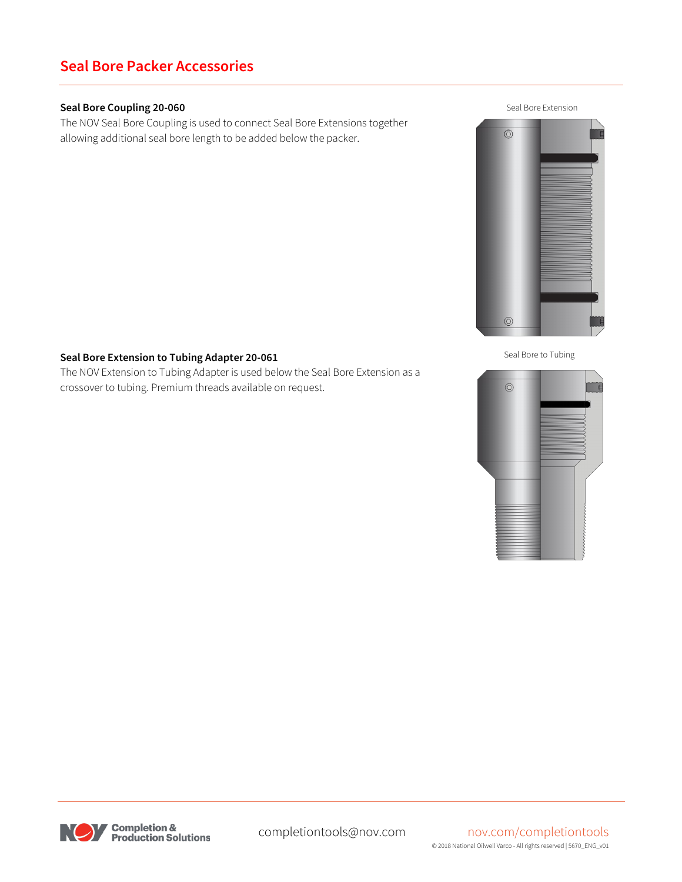## Seal Bore Packer Accessories

### Seal Bore Coupling 20-060

The NOV Seal Bore Coupling is used to connect Seal Bore Extensions together allowing additional seal bore length to be added below the packer.

Seal Bore Extension

### Seal Bore Extension to Tubing Adapter 20-061

The NOV Extension to Tubing Adapter is used below the Seal Bore Extension as a crossover to tubing. Premium threads available on request.

Seal Bore to Tubing